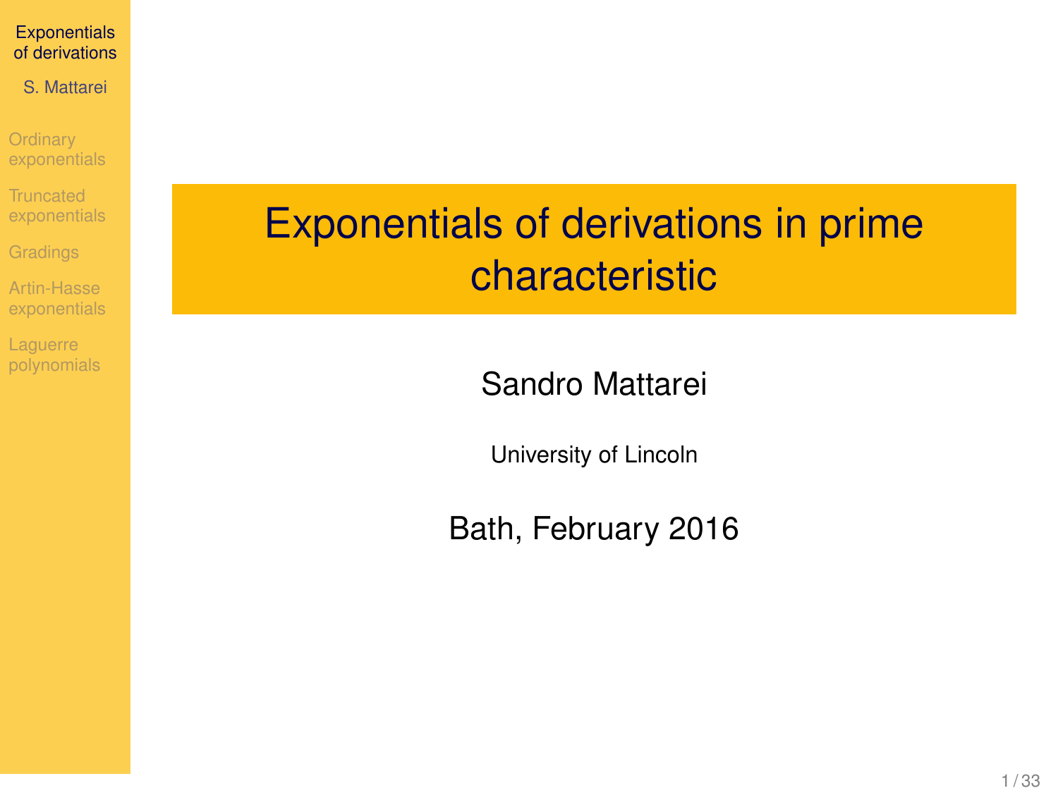# Exponentials of derivations in prime characteristic

Sandro Mattarei

University of Lincoln

Bath, February 2016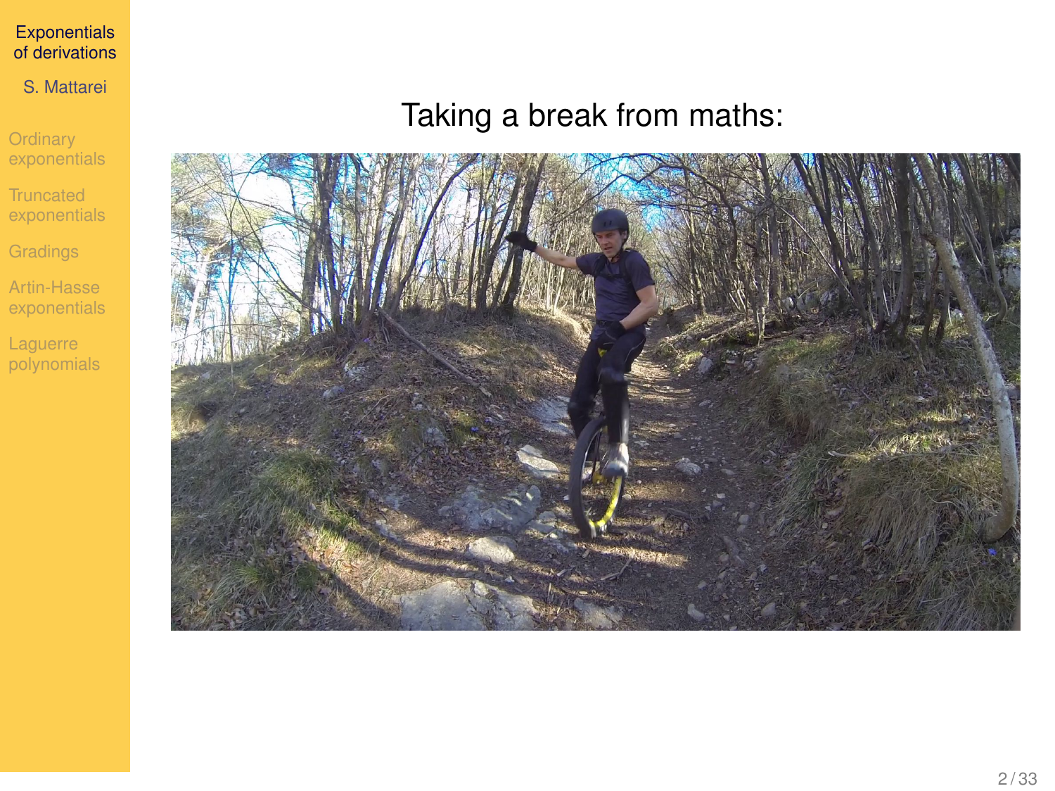Taking a break from maths: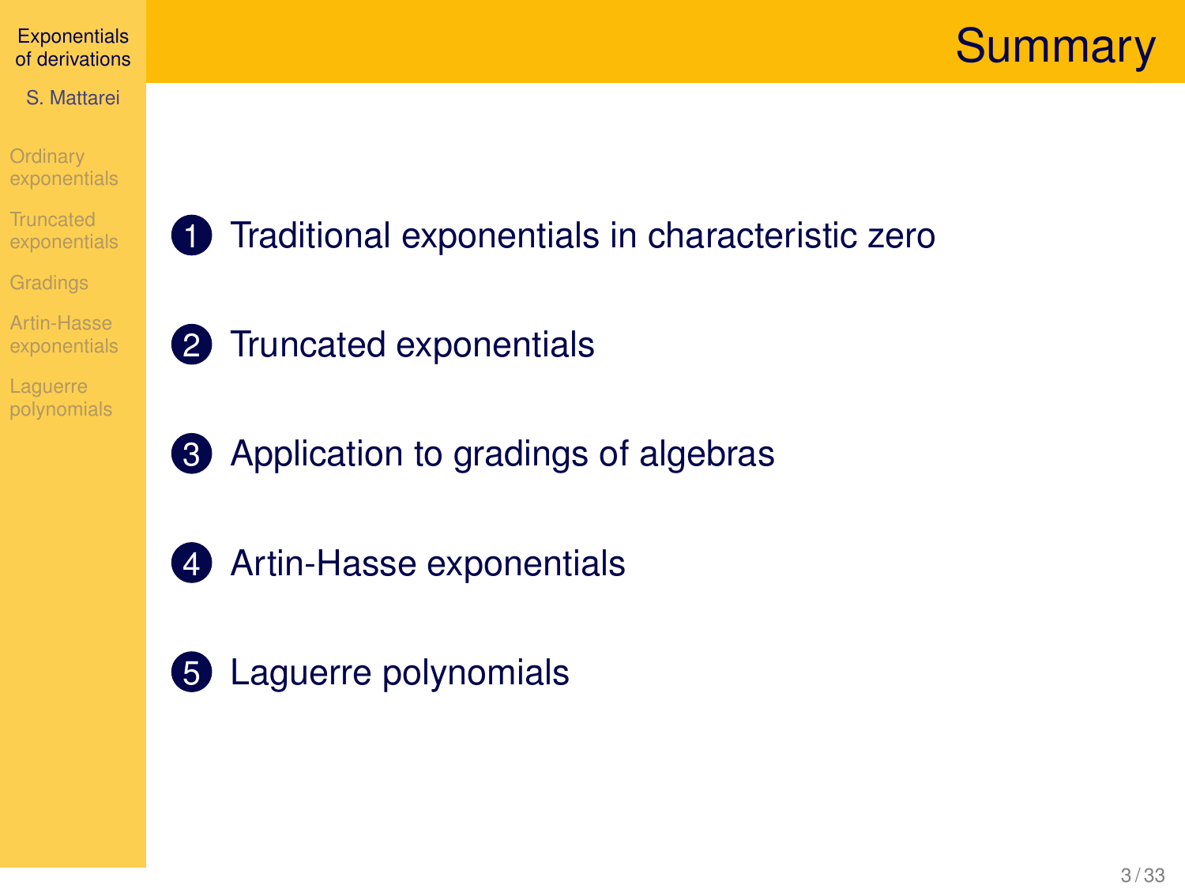# Summary

1. Traditional exponentials in characteristic zero
2. Truncated exponentials
3. Application to gradings of algebras
4. Artin-Hasse exponentials
5. Laguerre polynomials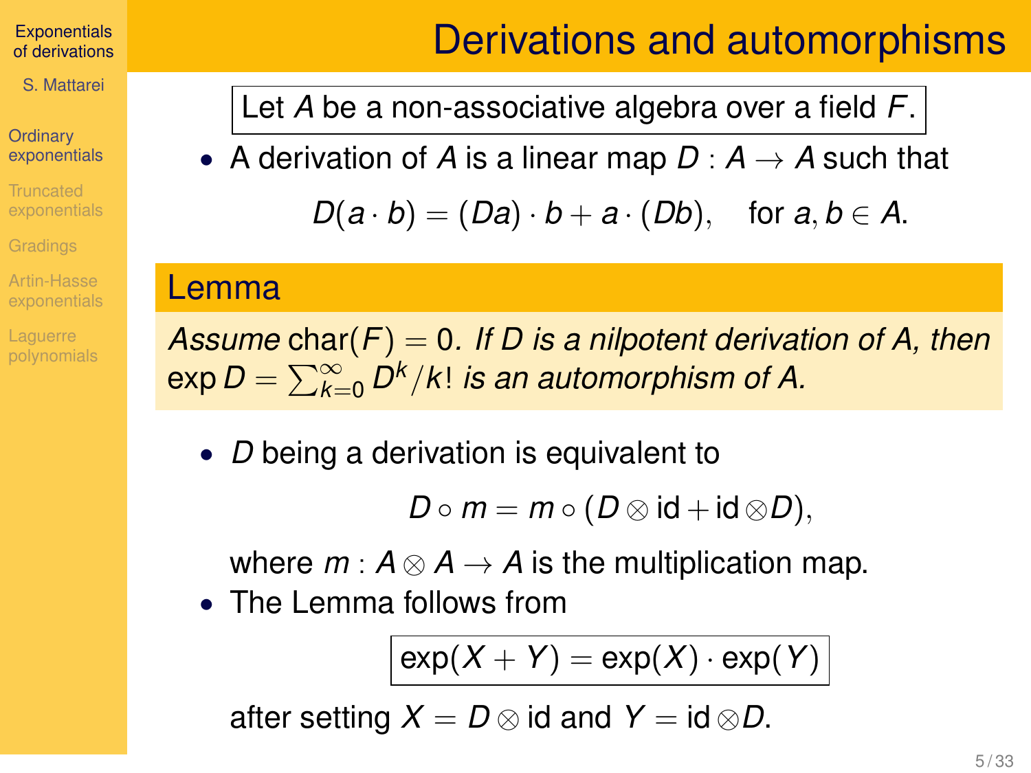# Derivations and automorphisms

Let $A$ be a non-associative algebra over a field $F$.

- A derivation of $A$ is a linear map $D : A \to A$ such that

$$D(a \cdot b) = (Da) \cdot b + a \cdot (Db), \quad \text{for } a, b \in A.$$

## Lemma

*Assume* $\mathrm{char}(F) = 0$*. If $D$ is a nilpotent derivation of $A$, then* $\exp D = \sum_{k=0}^{\infty} D^k / k!$ *is an automorphism of $A$.*

- $D$ being a derivation is equivalent to

$$D \circ m = m \circ (D \otimes \mathrm{id} + \mathrm{id} \otimes D),$$

where $m : A \otimes A \to A$ is the multiplication map.

- The Lemma follows from

$$\exp(X + Y) = \exp(X) \cdot \exp(Y)$$

after setting $X = D \otimes \mathrm{id}$ and $Y = \mathrm{id} \otimes D$.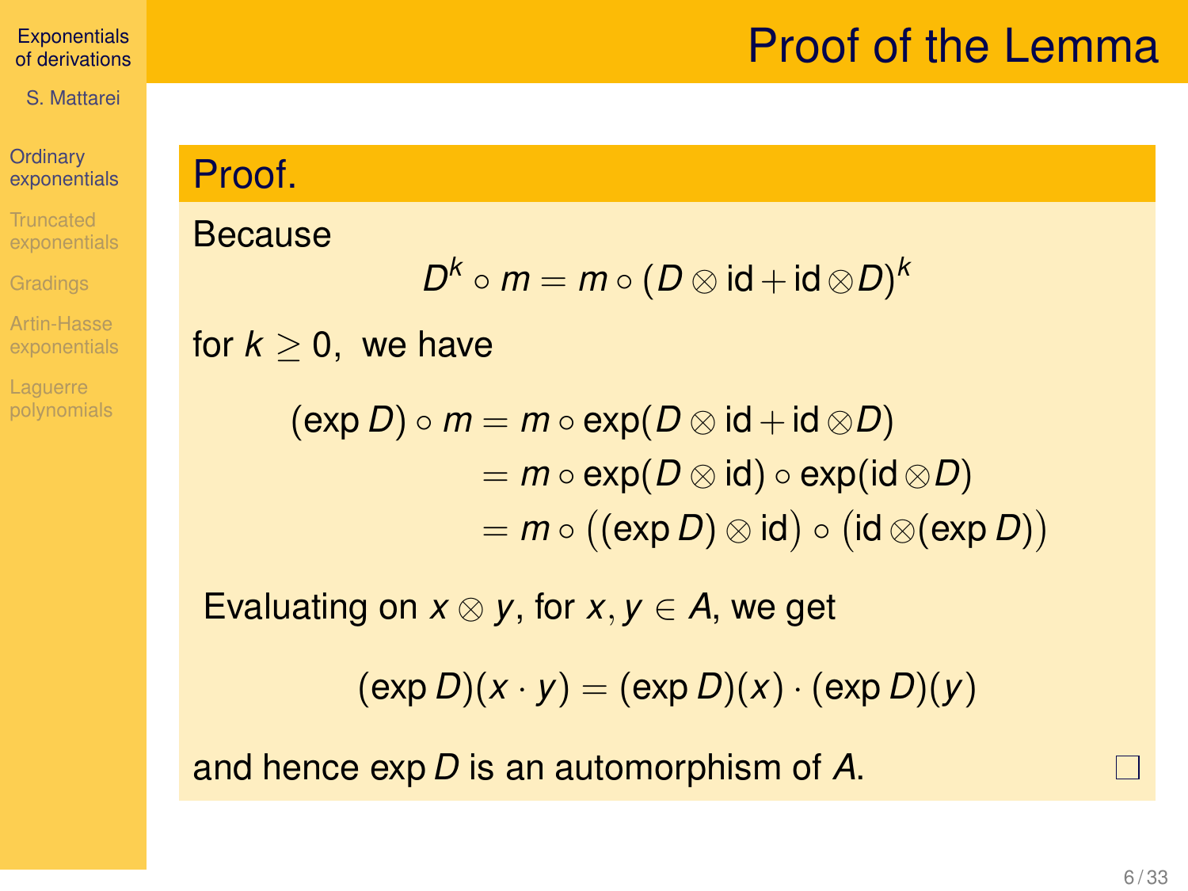# Proof of the Lemma

**Proof.**

Because

$$D^k \circ m = m \circ (D \otimes \mathrm{id} + \mathrm{id} \otimes D)^k$$

for $k \geq 0$, we have

$$\begin{aligned}
(\exp D) \circ m &= m \circ \exp(D \otimes \mathrm{id} + \mathrm{id} \otimes D) \\
&= m \circ \exp(D \otimes \mathrm{id}) \circ \exp(\mathrm{id} \otimes D) \\
&= m \circ \big((\exp D) \otimes \mathrm{id}\big) \circ \big(\mathrm{id} \otimes (\exp D)\big)
\end{aligned}$$

Evaluating on $x \otimes y$, for $x, y \in A$, we get

$$(\exp D)(x \cdot y) = (\exp D)(x) \cdot (\exp D)(y)$$

and hence $\exp D$ is an automorphism of $A$. □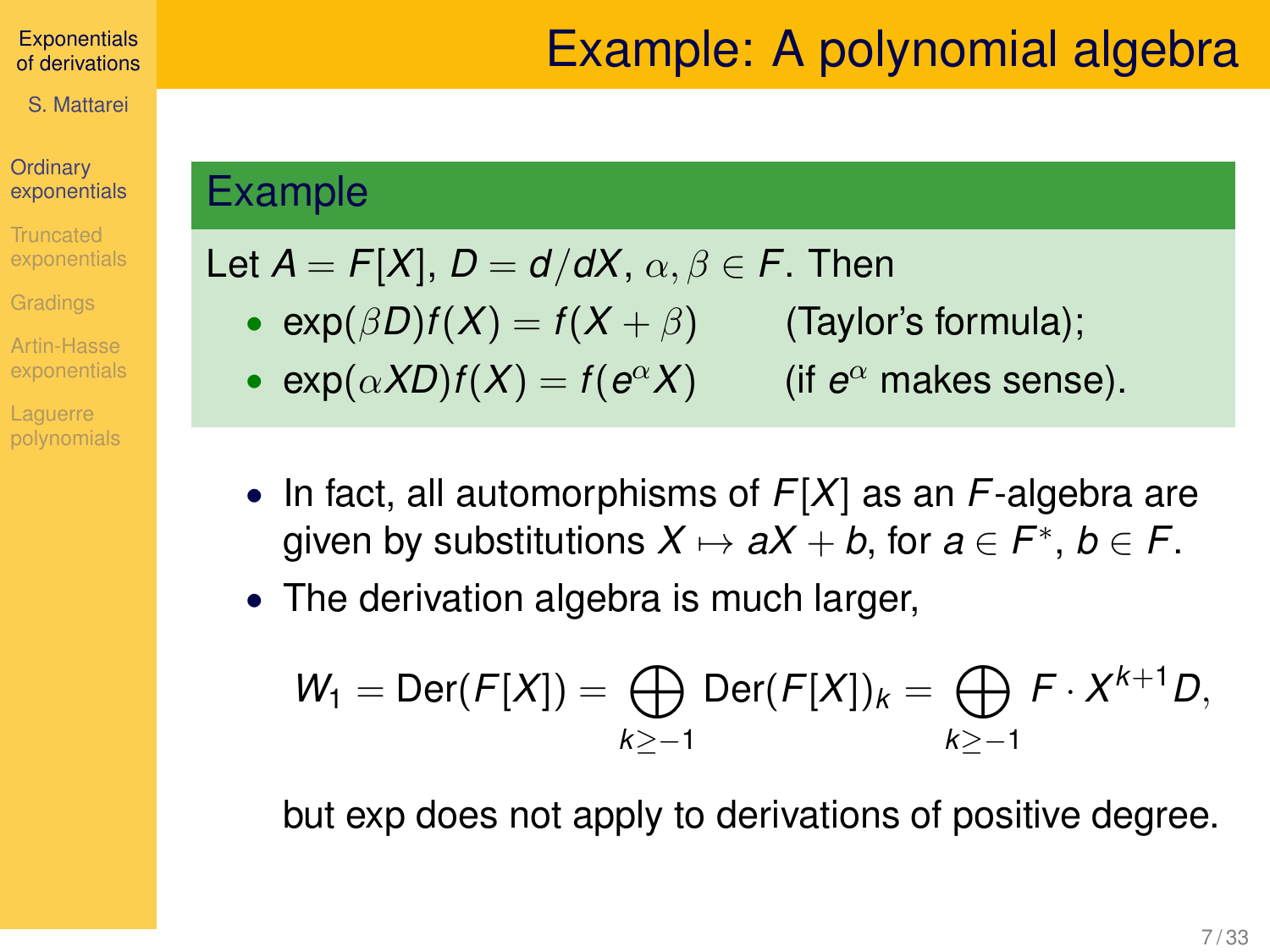# Example: A polynomial algebra

**Example**

Let $A = F[X]$, $D = d/dX$, $\alpha, \beta \in F$. Then

- $\exp(\beta D) f(X) = f(X + \beta)$ (Taylor's formula);
- $\exp(\alpha X D) f(X) = f(e^{\alpha} X)$ (if $e^{\alpha}$ makes sense).

- In fact, all automorphisms of $F[X]$ as an $F$-algebra are given by substitutions $X \mapsto aX + b$, for $a \in F^*$, $b \in F$.
- The derivation algebra is much larger,

$$W_1 = \mathrm{Der}(F[X]) = \bigoplus_{k \geq -1} \mathrm{Der}(F[X])_k = \bigoplus_{k \geq -1} F \cdot X^{k+1} D,$$

but exp does not apply to derivations of positive degree.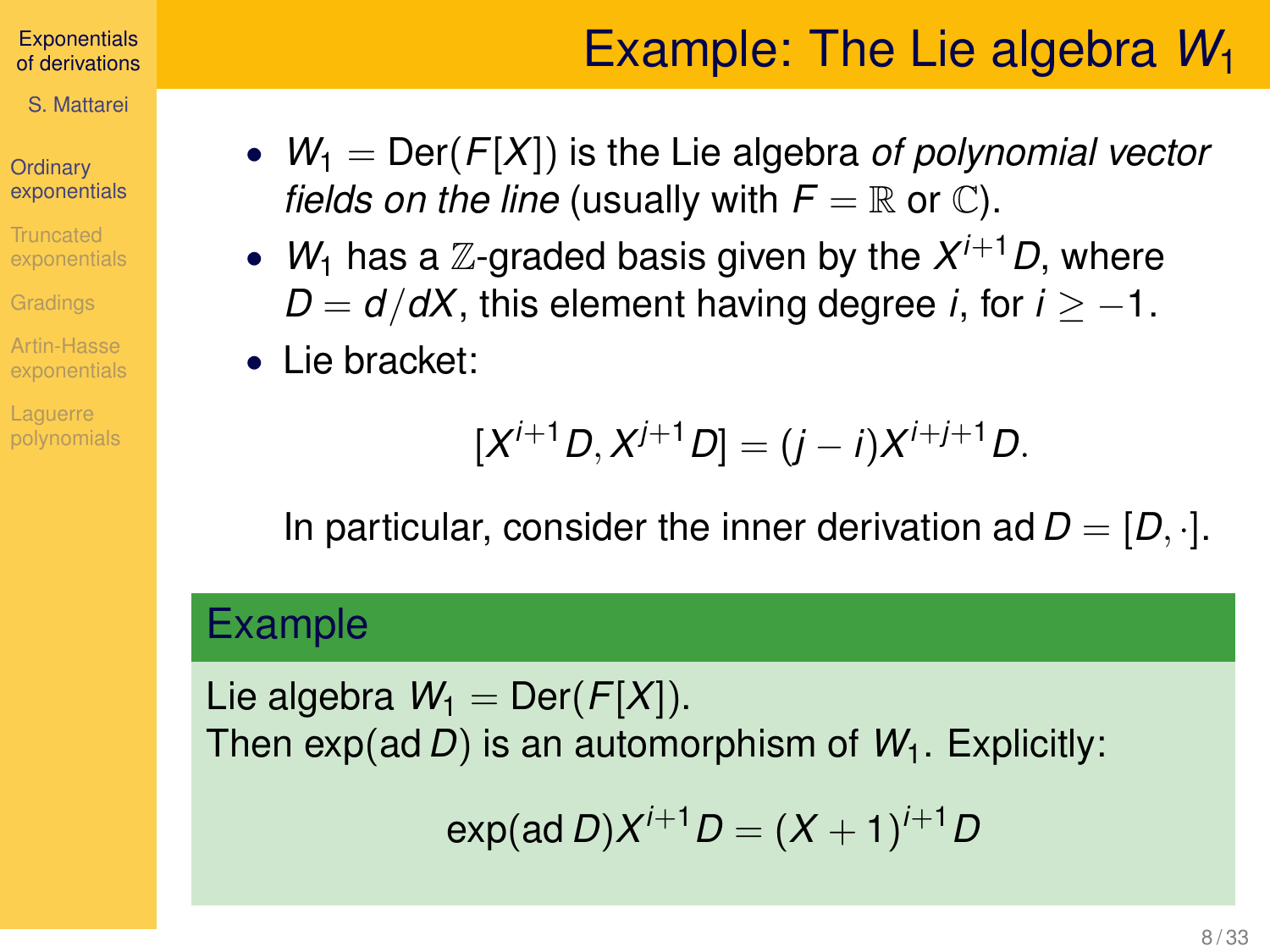# Example: The Lie algebra $W_1$

- $W_1 = \mathrm{Der}(F[X])$ is the Lie algebra *of polynomial vector fields on the line* (usually with $F = \mathbb{R}$ or $\mathbb{C}$).
- $W_1$ has a $\mathbb{Z}$-graded basis given by the $X^{i+1}D$, where $D = d/dX$, this element having degree $i$, for $i \geq -1$.
- Lie bracket:

$$[X^{i+1}D, X^{j+1}D] = (j-i)X^{i+j+1}D.$$

In particular, consider the inner derivation $\operatorname{ad} D = [D, \cdot]$.

**Example**

Lie algebra $W_1 = \mathrm{Der}(F[X])$.
Then $\exp(\operatorname{ad} D)$ is an automorphism of $W_1$. Explicitly:

$$\exp(\operatorname{ad} D)X^{i+1}D = (X+1)^{i+1}D$$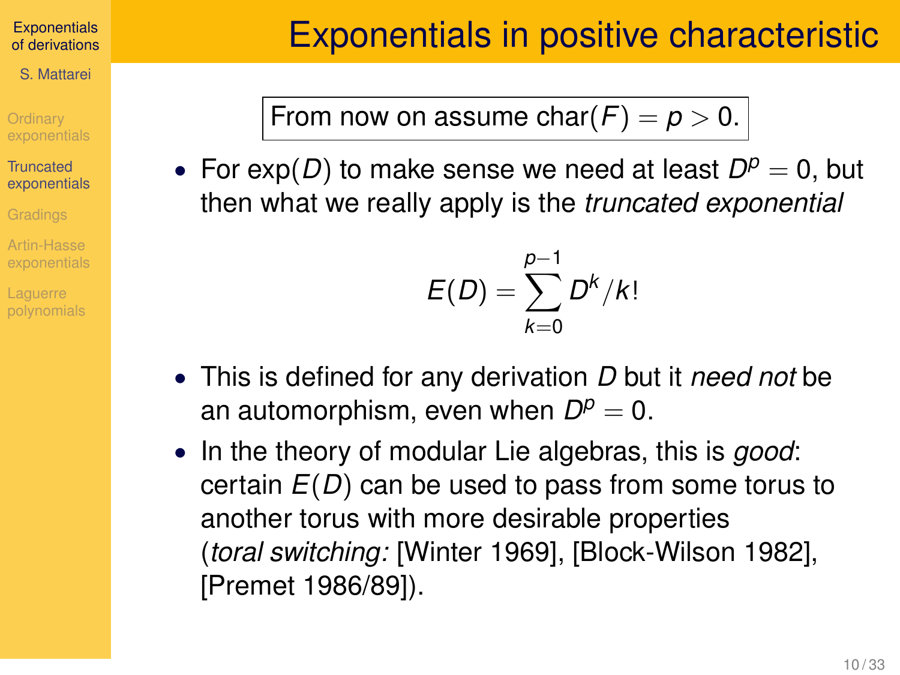# Exponentials in positive characteristic

From now on assume $\mathrm{char}(F) = p > 0$.

- For $\exp(D)$ to make sense we need at least $D^p = 0$, but then what we really apply is the *truncated exponential*

$$E(D) = \sum_{k=0}^{p-1} D^k/k!$$

- This is defined for any derivation $D$ but it *need not* be an automorphism, even when $D^p = 0$.
- In the theory of modular Lie algebras, this is *good*: certain $E(D)$ can be used to pass from some torus to another torus with more desirable properties (*toral switching:* [Winter 1969], [Block-Wilson 1982], [Premet 1986/89]).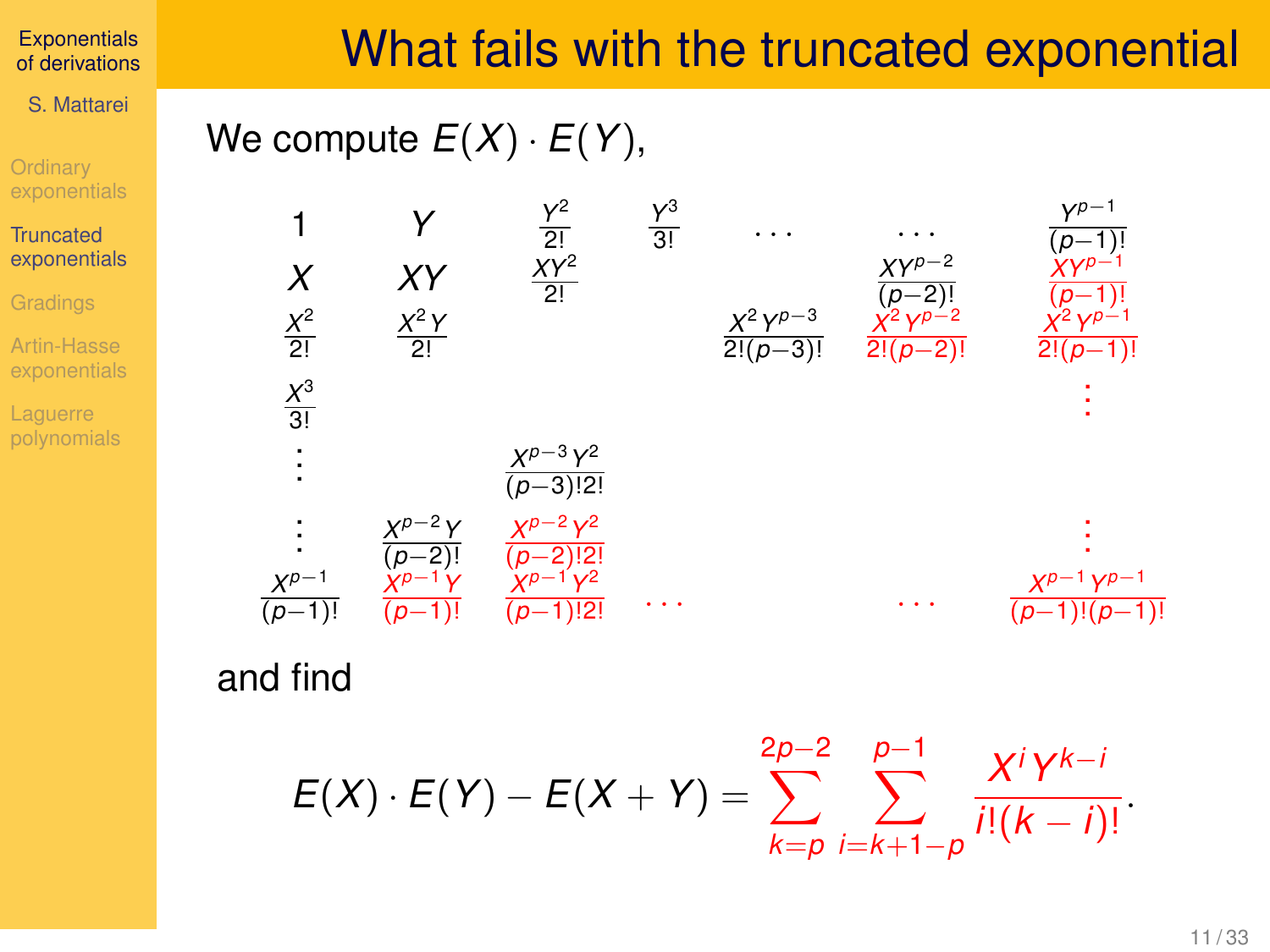# What fails with the truncated exponential

We compute $E(X) \cdot E(Y)$,

$$
\begin{array}{ccccccc}
1 & Y & \frac{Y^2}{2!} & \frac{Y^3}{3!} & \cdots & \cdots & \frac{Y^{p-1}}{(p-1)!} \\
X & XY & \frac{XY^2}{2!} & & & \frac{XY^{p-2}}{(p-2)!} & \color{red}{\frac{XY^{p-1}}{(p-1)!}} \\
\frac{X^2}{2!} & \frac{X^2Y}{2!} & & & \frac{X^2Y^{p-3}}{2!(p-3)!} & \color{red}{\frac{X^2Y^{p-2}}{2!(p-2)!}} & \color{red}{\frac{X^2Y^{p-1}}{2!(p-1)!}} \\
\frac{X^3}{3!} & & & & & & \color{red}{\vdots} \\
\vdots & & \frac{X^{p-3}Y^2}{(p-3)!2!} & & & & \\
\vdots & \frac{X^{p-2}Y}{(p-2)!} & \color{red}{\frac{X^{p-2}Y^2}{(p-2)!2!}} & & & & \color{red}{\vdots} \\
\frac{X^{p-1}}{(p-1)!} & \color{red}{\frac{X^{p-1}Y}{(p-1)!}} & \color{red}{\frac{X^{p-1}Y^2}{(p-1)!2!}} & \cdots & & \cdots & \color{red}{\frac{X^{p-1}Y^{p-1}}{(p-1)!(p-1)!}}
\end{array}
$$

and find

$$
E(X) \cdot E(Y) - E(X+Y) = \sum_{k=p}^{2p-2} \sum_{i=k+1-p}^{p-1} \frac{X^i Y^{k-i}}{i!(k-i)!}.
$$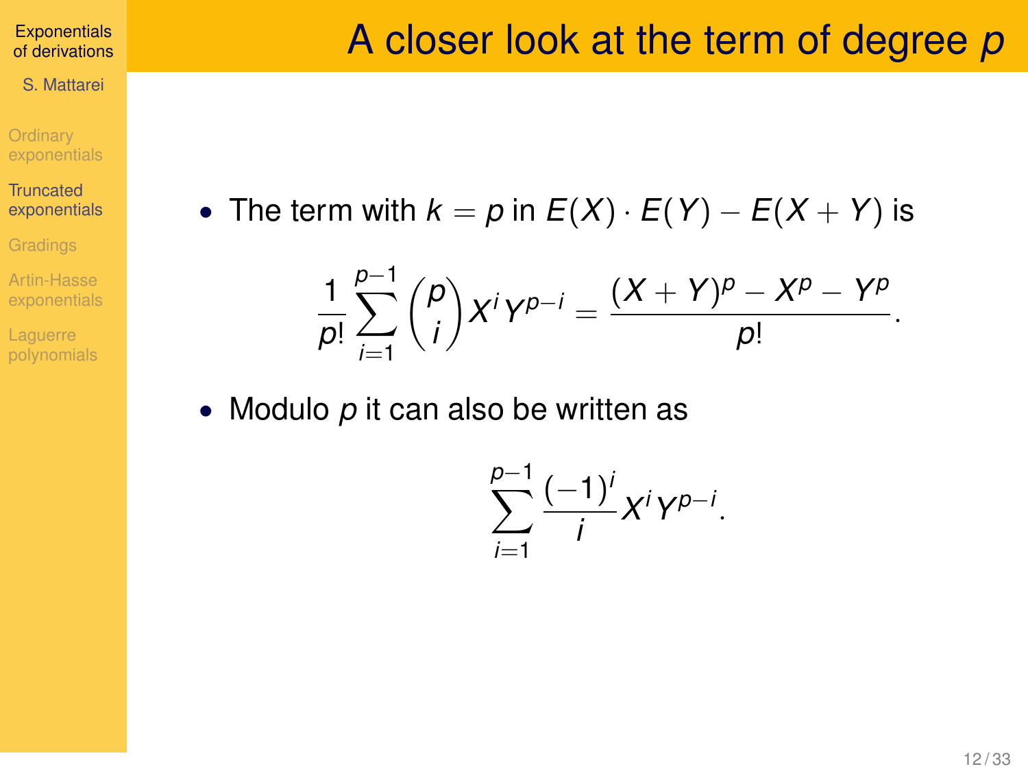# A closer look at the term of degree $p$

- The term with $k = p$ in $E(X) \cdot E(Y) - E(X+Y)$ is

$$\frac{1}{p!}\sum_{i=1}^{p-1}\binom{p}{i}X^iY^{p-i} = \frac{(X+Y)^p - X^p - Y^p}{p!}.$$

- Modulo $p$ it can also be written as

$$\sum_{i=1}^{p-1}\frac{(-1)^i}{i}X^iY^{p-i}.$$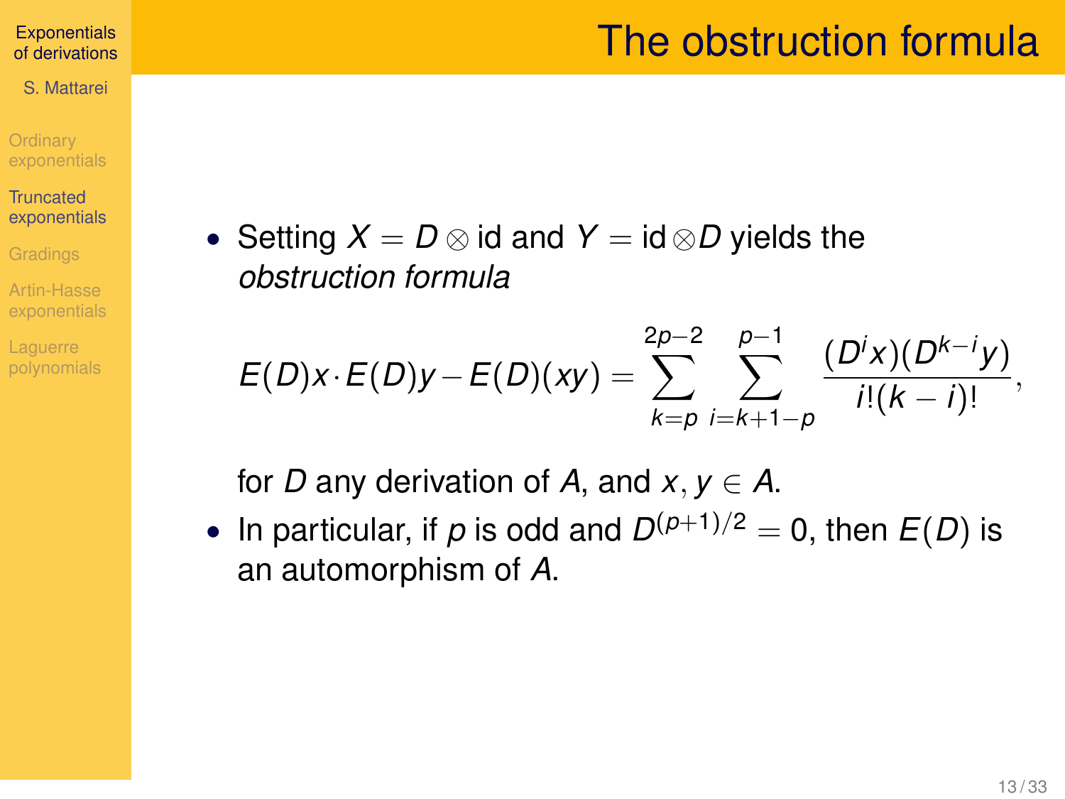# The obstruction formula

- Setting $X = D \otimes \mathrm{id}$ and $Y = \mathrm{id} \otimes D$ yields the *obstruction formula*

$$E(D)x \cdot E(D)y - E(D)(xy) = \sum_{k=p}^{2p-2} \sum_{i=k+1-p}^{p-1} \frac{(D^i x)(D^{k-i} y)}{i!(k-i)!},$$

  for $D$ any derivation of $A$, and $x, y \in A$.

- In particular, if $p$ is odd and $D^{(p+1)/2} = 0$, then $E(D)$ is an automorphism of $A$.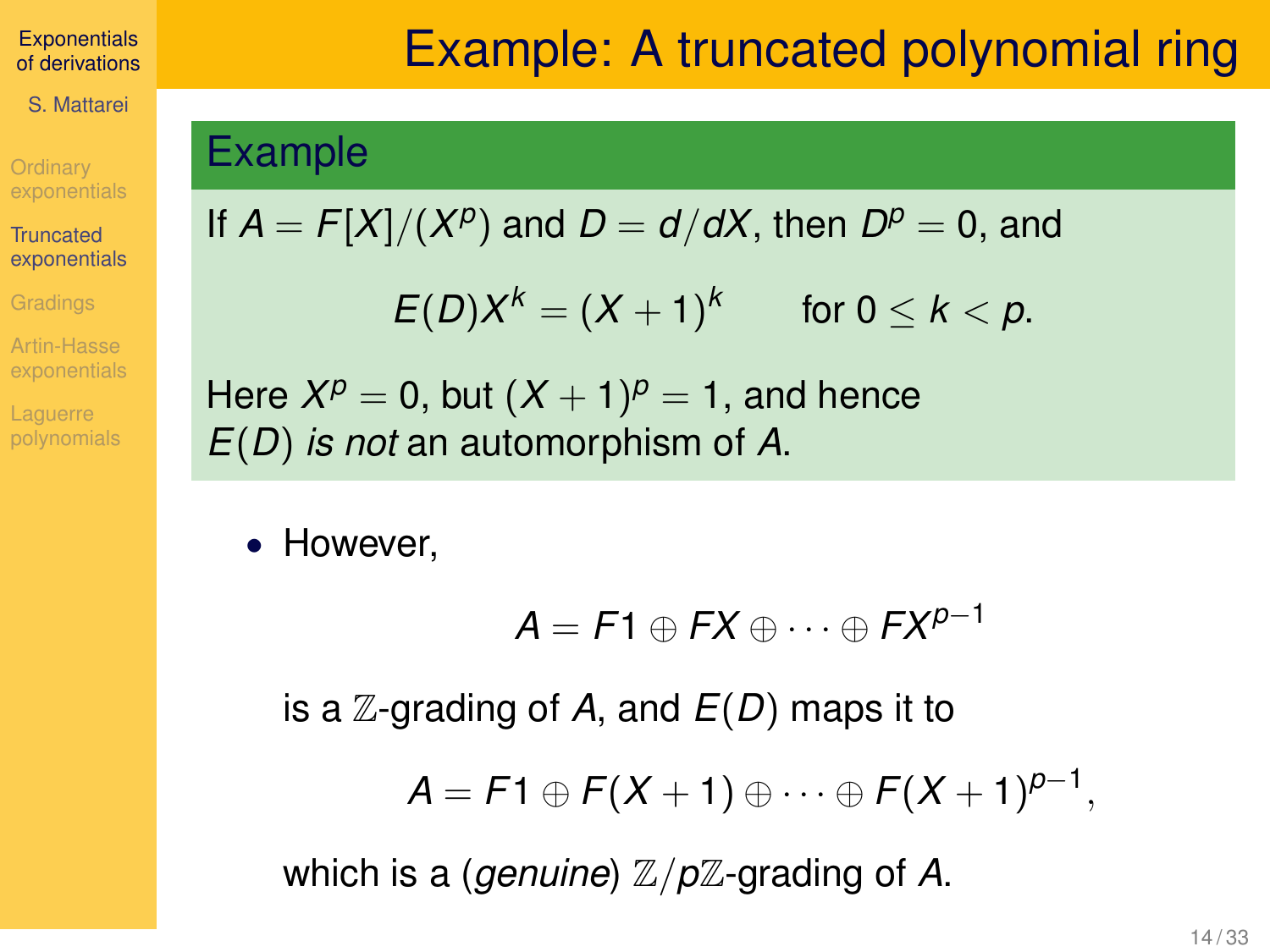# Example: A truncated polynomial ring

**Example**

If $A = F[X]/(X^p)$ and $D = d/dX$, then $D^p = 0$, and

$$E(D)X^k = (X+1)^k \qquad \text{for } 0 \leq k < p.$$

Here $X^p = 0$, but $(X+1)^p = 1$, and hence $E(D)$ *is not* an automorphism of $A$.

- However,

$$A = F1 \oplus FX \oplus \cdots \oplus FX^{p-1}$$

is a $\mathbb{Z}$-grading of $A$, and $E(D)$ maps it to

$$A = F1 \oplus F(X+1) \oplus \cdots \oplus F(X+1)^{p-1},$$

which is a (*genuine*) $\mathbb{Z}/p\mathbb{Z}$-grading of $A$.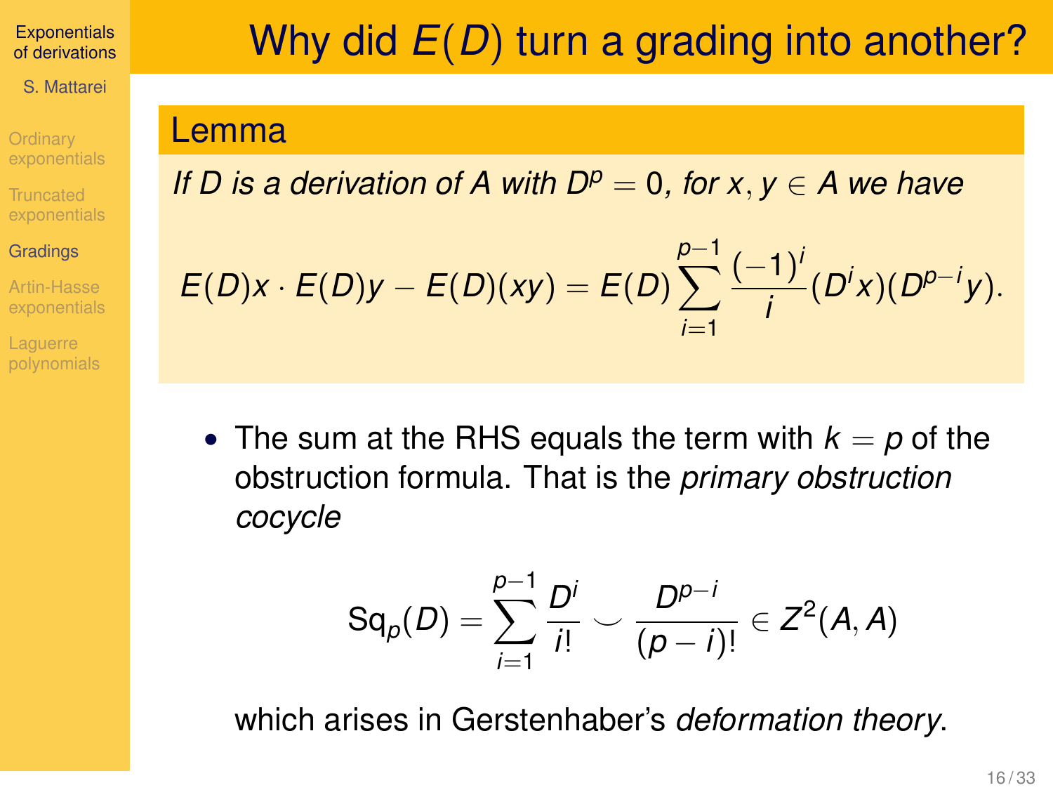# Why did $E(D)$ turn a grading into another?

## Lemma

*If $D$ is a derivation of $A$ with $D^p = 0$, for $x, y \in A$ we have*

$$E(D)x \cdot E(D)y - E(D)(xy) = E(D) \sum_{i=1}^{p-1} \frac{(-1)^i}{i} (D^i x)(D^{p-i} y).$$

- The sum at the RHS equals the term with $k = p$ of the obstruction formula. That is the *primary obstruction cocycle*

$$\mathrm{Sq}_p(D) = \sum_{i=1}^{p-1} \frac{D^i}{i!} \smile \frac{D^{p-i}}{(p-i)!} \in Z^2(A, A)$$

which arises in Gerstenhaber's *deformation theory*.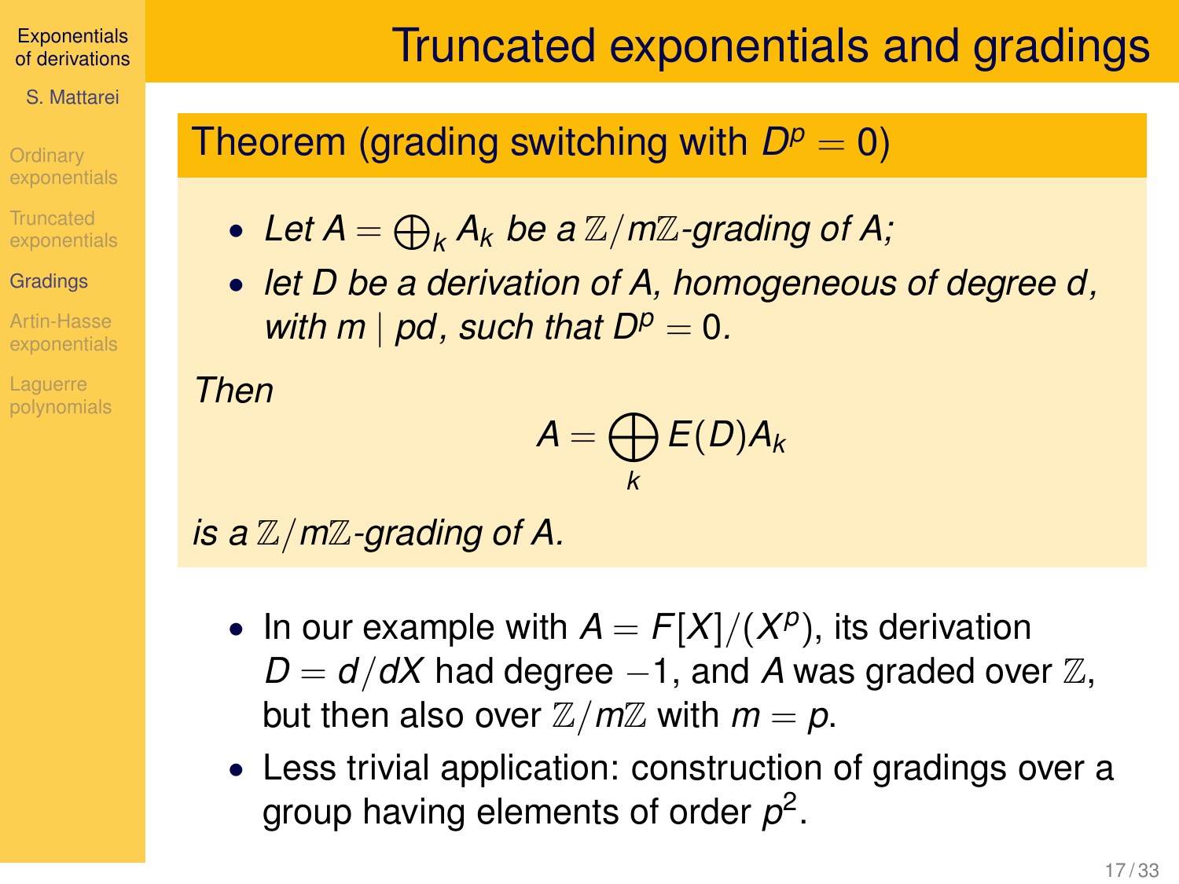# Truncated exponentials and gradings

## Theorem (grading switching with $D^p = 0$)

- *Let $A = \bigoplus_k A_k$ be a $\mathbb{Z}/m\mathbb{Z}$-grading of $A$;*
- *let $D$ be a derivation of $A$, homogeneous of degree $d$, with $m \mid pd$, such that $D^p = 0$.*

*Then*

$$A = \bigoplus_k E(D) A_k$$

*is a $\mathbb{Z}/m\mathbb{Z}$-grading of $A$.*

- In our example with $A = F[X]/(X^p)$, its derivation $D = d/dX$ had degree $-1$, and $A$ was graded over $\mathbb{Z}$, but then also over $\mathbb{Z}/m\mathbb{Z}$ with $m = p$.
- Less trivial application: construction of gradings over a group having elements of order $p^2$.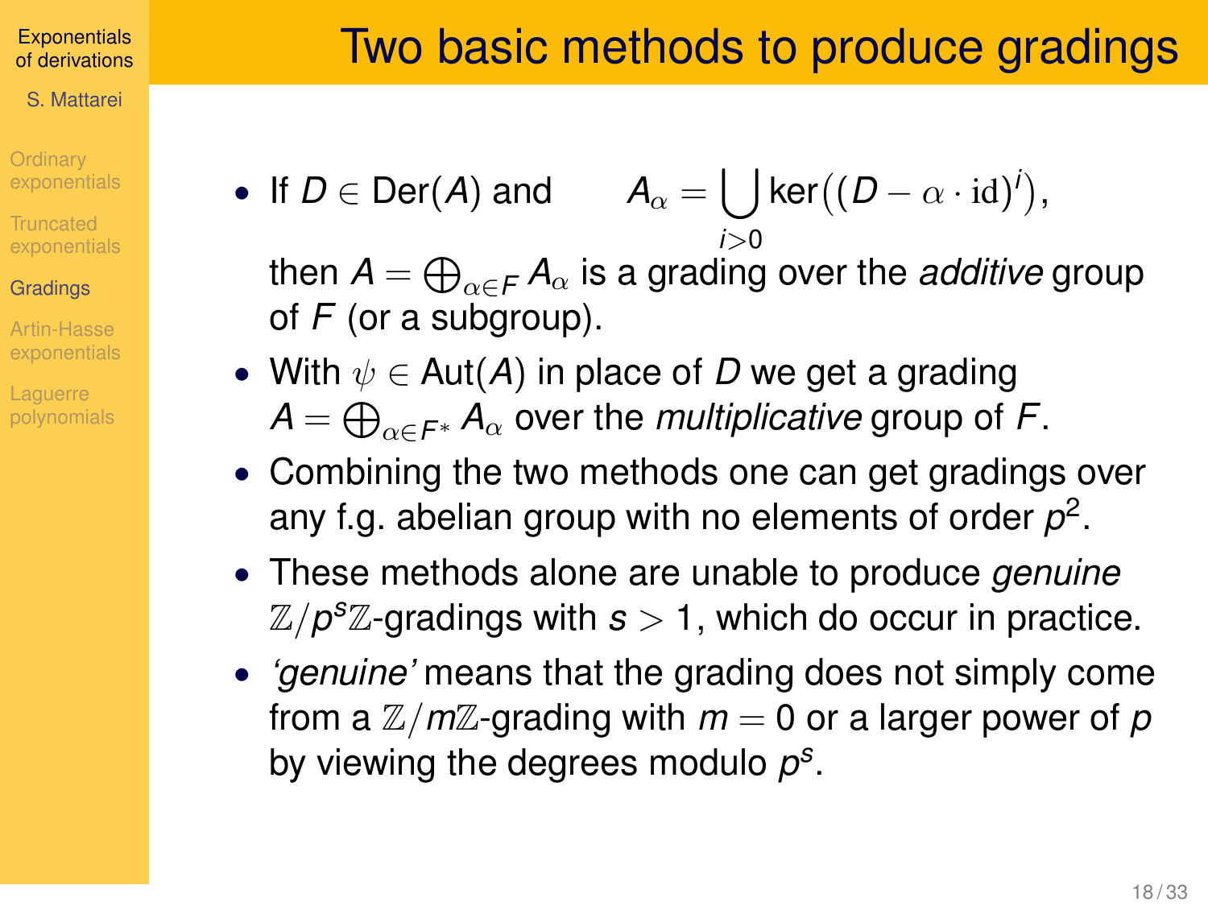# Two basic methods to produce gradings

- If $D \in \mathrm{Der}(A)$ and $\quad A_\alpha = \bigcup_{i>0} \ker\big((D - \alpha \cdot \mathrm{id})^i\big),$

  then $A = \bigoplus_{\alpha \in F} A_\alpha$ is a grading over the *additive* group of $F$ (or a subgroup).
- With $\psi \in \mathrm{Aut}(A)$ in place of $D$ we get a grading $A = \bigoplus_{\alpha \in F^*} A_\alpha$ over the *multiplicative* group of $F$.
- Combining the two methods one can get gradings over any f.g. abelian group with no elements of order $p^2$.
- These methods alone are unable to produce *genuine* $\mathbb{Z}/p^s\mathbb{Z}$-gradings with $s > 1$, which do occur in practice.
- *'genuine'* means that the grading does not simply come from a $\mathbb{Z}/m\mathbb{Z}$-grading with $m = 0$ or a larger power of $p$ by viewing the degrees modulo $p^s$.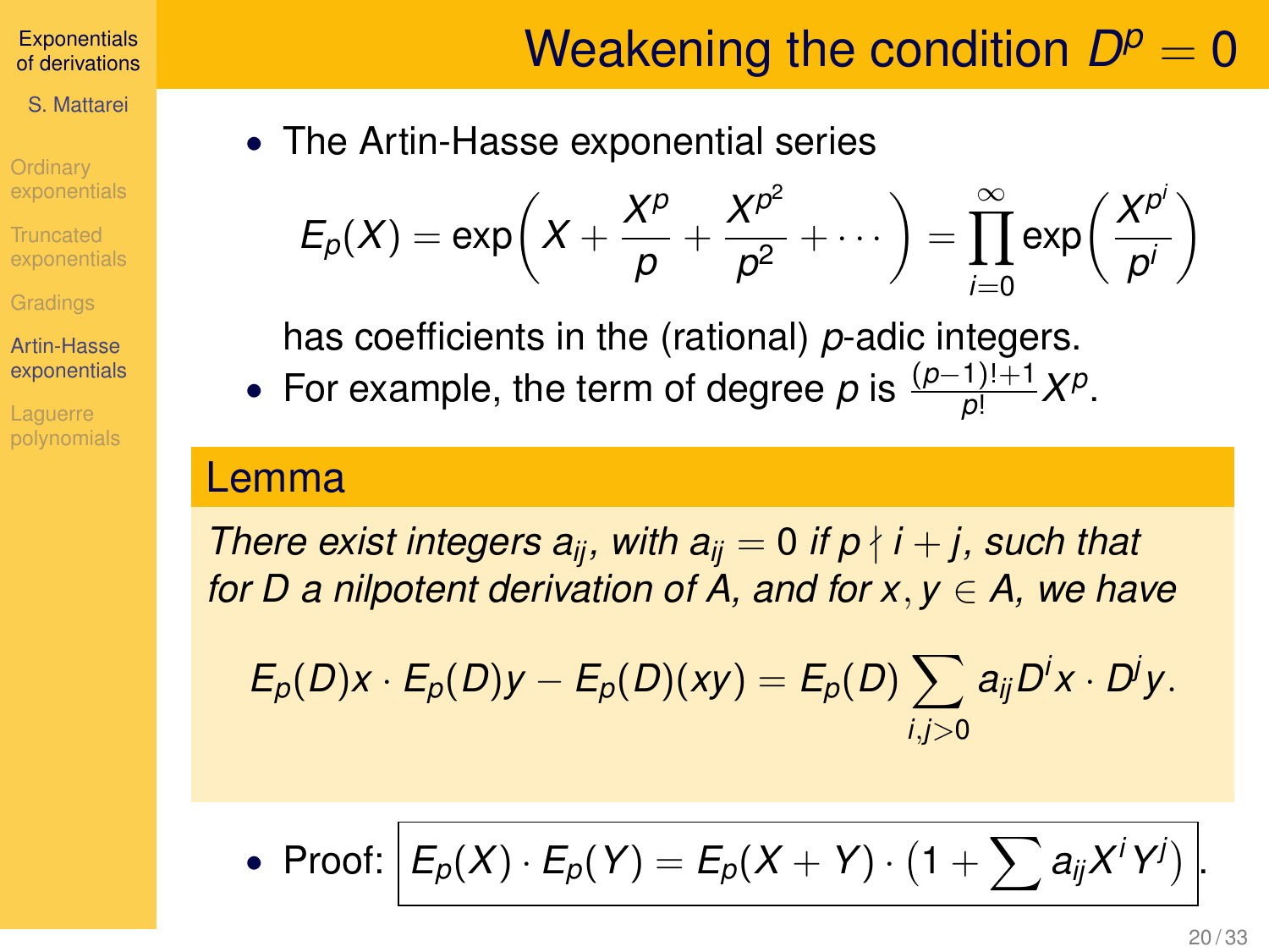# Weakening the condition $D^p = 0$

- The Artin-Hasse exponential series

$$E_p(X) = \exp\left(X + \frac{X^p}{p} + \frac{X^{p^2}}{p^2} + \cdots\right) = \prod_{i=0}^{\infty} \exp\left(\frac{X^{p^i}}{p^i}\right)$$

has coefficients in the (rational) $p$-adic integers.

- For example, the term of degree $p$ is $\frac{(p-1)!+1}{p!} X^p$.

## Lemma

*There exist integers $a_{ij}$, with $a_{ij} = 0$ if $p \nmid i + j$, such that for $D$ a nilpotent derivation of $A$, and for $x, y \in A$, we have*

$$E_p(D)x \cdot E_p(D)y - E_p(D)(xy) = E_p(D) \sum_{i,j>0} a_{ij} D^i x \cdot D^j y.$$

- Proof: $\boxed{E_p(X) \cdot E_p(Y) = E_p(X + Y) \cdot \left(1 + \sum a_{ij} X^i Y^j\right)}$.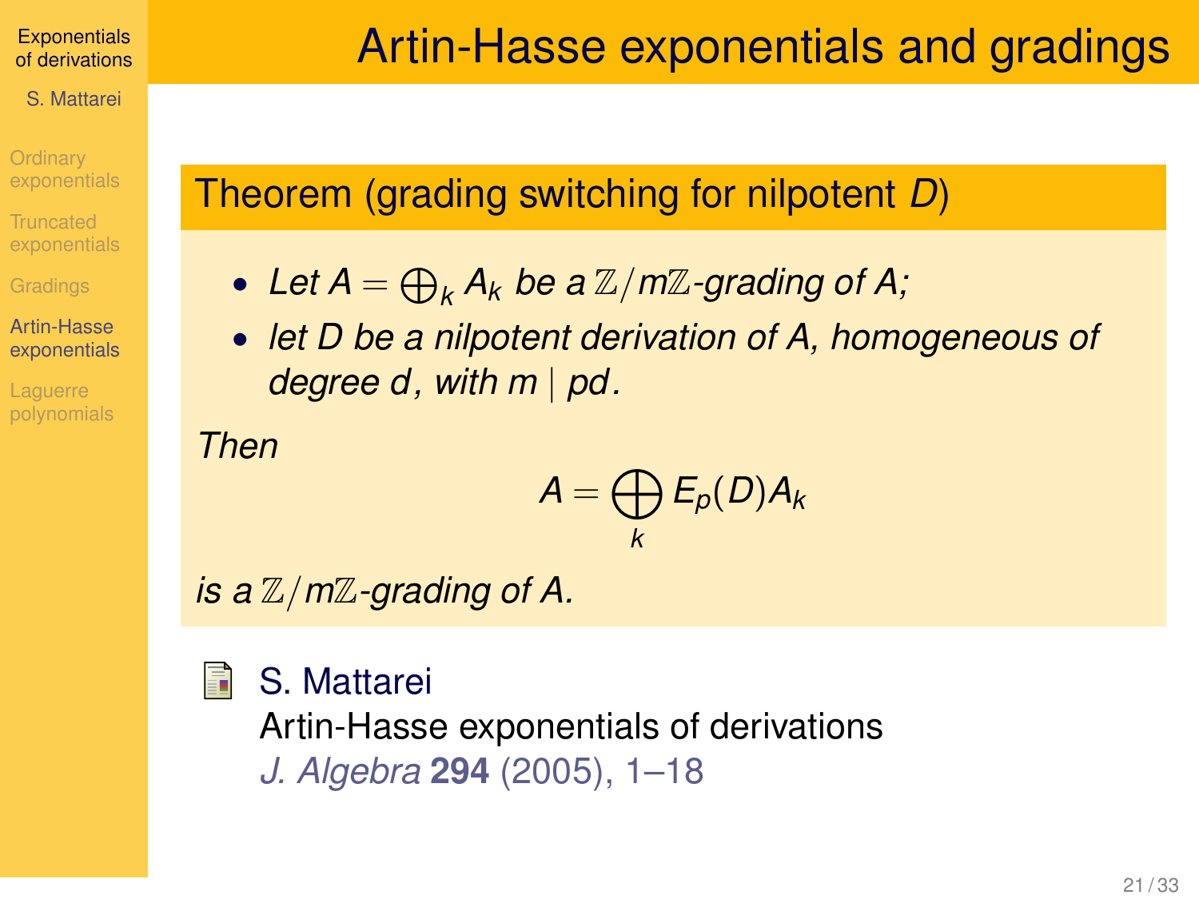# Artin-Hasse exponentials and gradings

## Theorem (grading switching for nilpotent $D$)

- *Let $A = \bigoplus_k A_k$ be a $\mathbb{Z}/m\mathbb{Z}$-grading of $A$;*
- *let $D$ be a nilpotent derivation of $A$, homogeneous of degree $d$, with $m \mid pd$.*

*Then*

$$A = \bigoplus_k E_p(D) A_k$$

*is a $\mathbb{Z}/m\mathbb{Z}$-grading of $A$.*

S. Mattarei
Artin-Hasse exponentials of derivations
*J. Algebra* **294** (2005), 1–18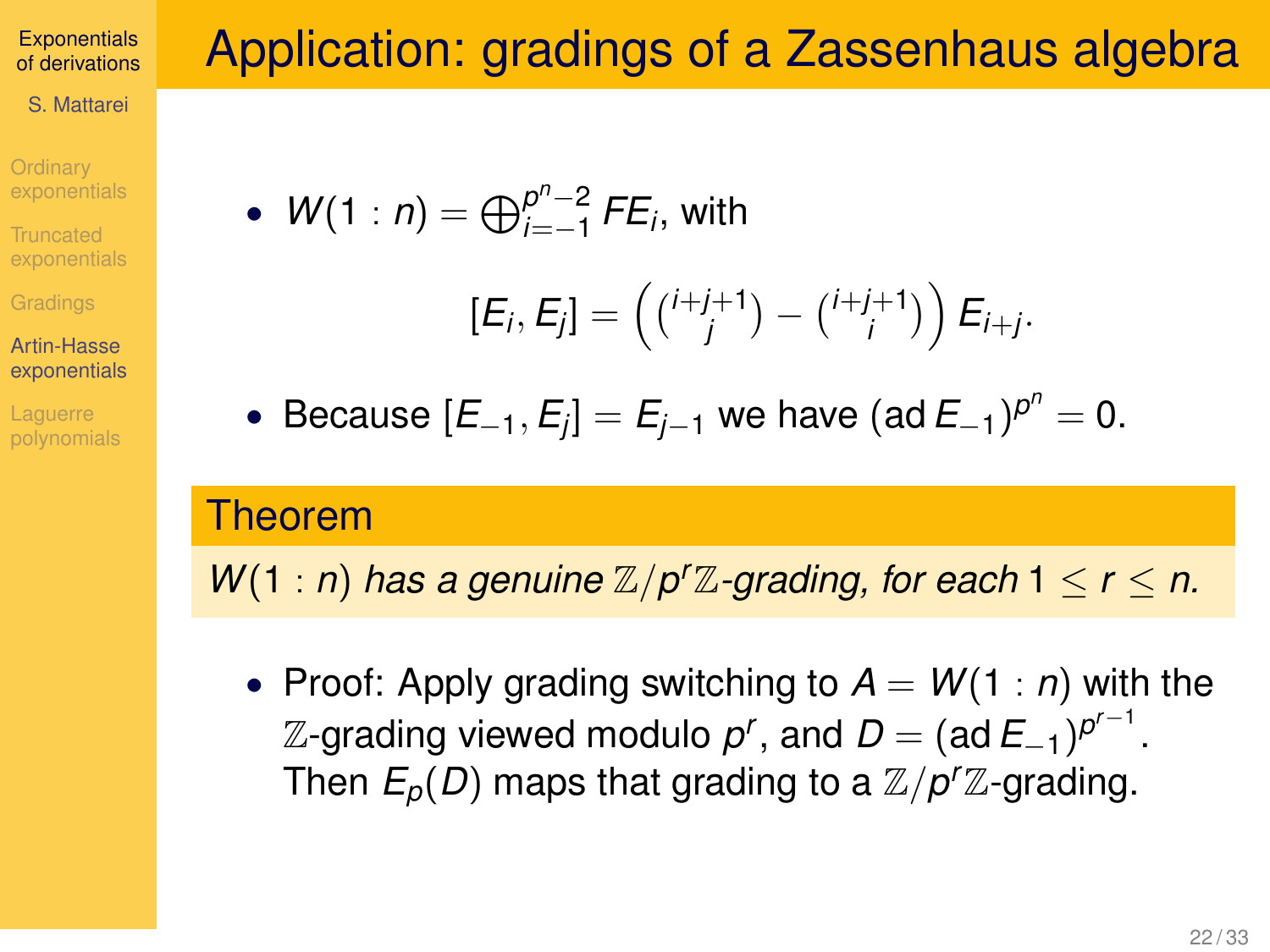# Application: gradings of a Zassenhaus algebra

- $W(1:n) = \bigoplus_{i=-1}^{p^n-2} FE_i$, with

$$[E_i, E_j] = \left(\binom{i+j+1}{j} - \binom{i+j+1}{i}\right) E_{i+j}.$$

- Because $[E_{-1}, E_j] = E_{j-1}$ we have $(\operatorname{ad} E_{-1})^{p^n} = 0$.

**Theorem**

*$W(1:n)$ has a genuine $\mathbb{Z}/p^r\mathbb{Z}$-grading, for each $1 \leq r \leq n$.*

- Proof: Apply grading switching to $A = W(1:n)$ with the $\mathbb{Z}$-grading viewed modulo $p^r$, and $D = (\operatorname{ad} E_{-1})^{p^{r-1}}$. Then $E_p(D)$ maps that grading to a $\mathbb{Z}/p^r\mathbb{Z}$-grading.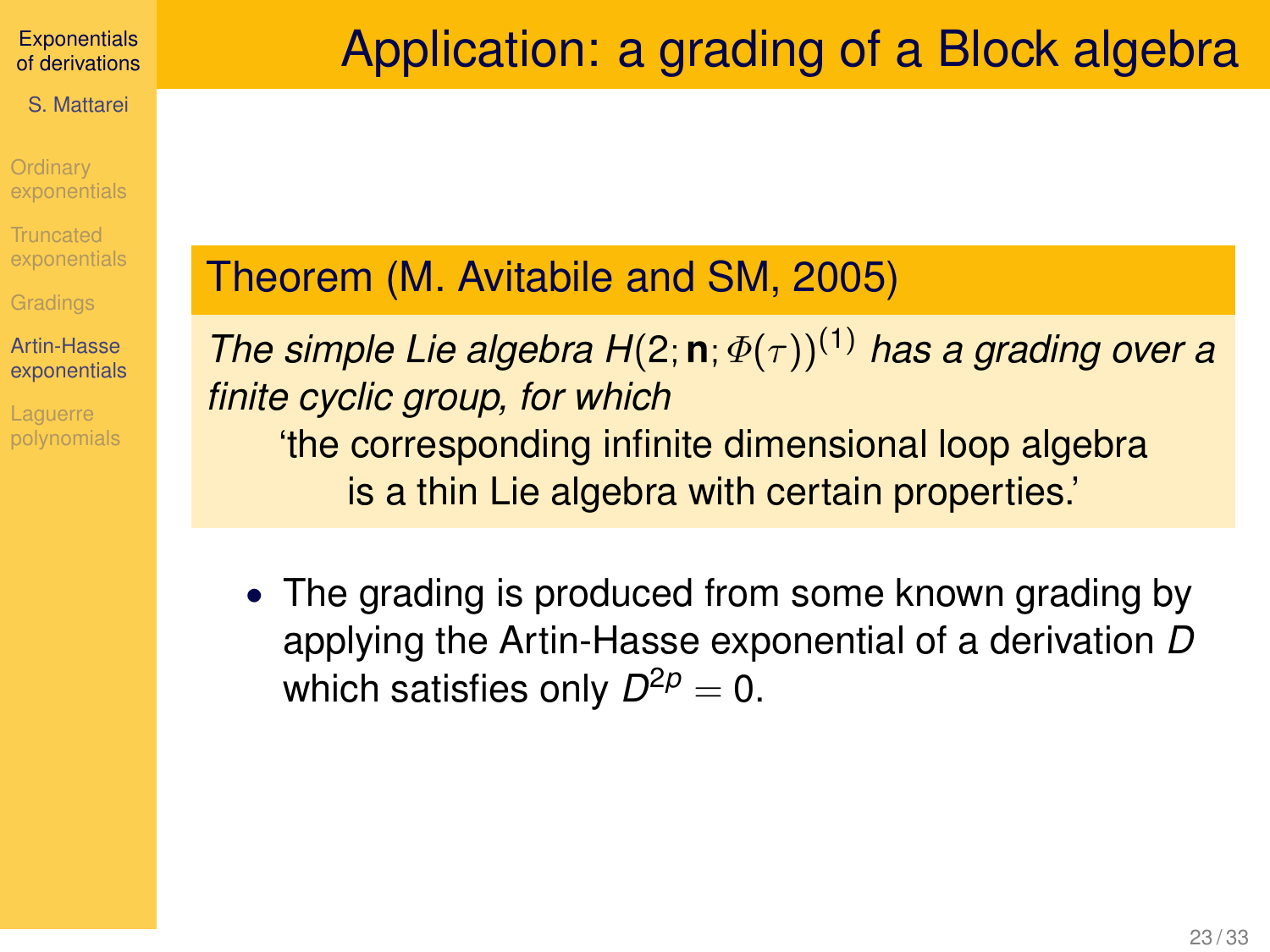# Application: a grading of a Block algebra

**Theorem (M. Avitabile and SM, 2005)**

*The simple Lie algebra $H(2; \mathbf{n}; \Phi(\tau))^{(1)}$ has a grading over a finite cyclic group, for which*

'the corresponding infinite dimensional loop algebra is a thin Lie algebra with certain properties.'

- The grading is produced from some known grading by applying the Artin-Hasse exponential of a derivation $D$ which satisfies only $D^{2p} = 0$.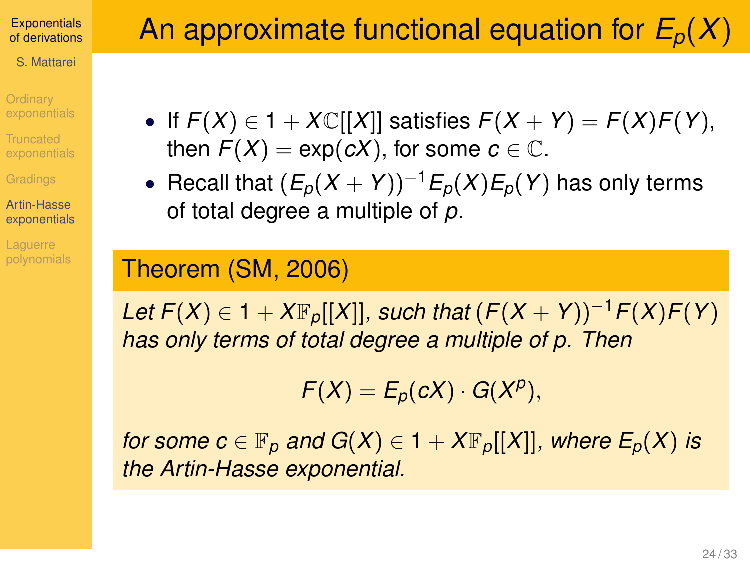# An approximate functional equation for $E_p(X)$

- If $F(X) \in 1 + X\mathbb{C}[[X]]$ satisfies $F(X+Y) = F(X)F(Y)$, then $F(X) = \exp(cX)$, for some $c \in \mathbb{C}$.
- Recall that $(E_p(X+Y))^{-1}E_p(X)E_p(Y)$ has only terms of total degree a multiple of $p$.

## Theorem (SM, 2006)

*Let $F(X) \in 1 + X\mathbb{F}_p[[X]]$, such that $(F(X+Y))^{-1}F(X)F(Y)$ has only terms of total degree a multiple of $p$. Then*

$$F(X) = E_p(cX) \cdot G(X^p),$$

*for some $c \in \mathbb{F}_p$ and $G(X) \in 1 + X\mathbb{F}_p[[X]]$, where $E_p(X)$ is the Artin-Hasse exponential.*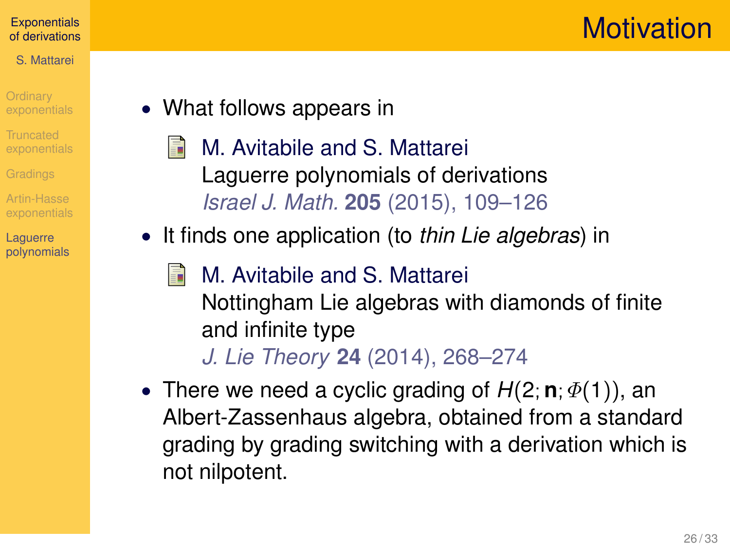# Motivation

- What follows appears in

  M. Avitabile and S. Mattarei
  Laguerre polynomials of derivations
  *Israel J. Math.* **205** (2015), 109–126

- It finds one application (to *thin Lie algebras*) in

  M. Avitabile and S. Mattarei
  Nottingham Lie algebras with diamonds of finite and infinite type
  *J. Lie Theory* **24** (2014), 268–274

- There we need a cyclic grading of $H(2; \mathbf{n}; \Phi(1))$, an Albert-Zassenhaus algebra, obtained from a standard grading by grading switching with a derivation which is not nilpotent.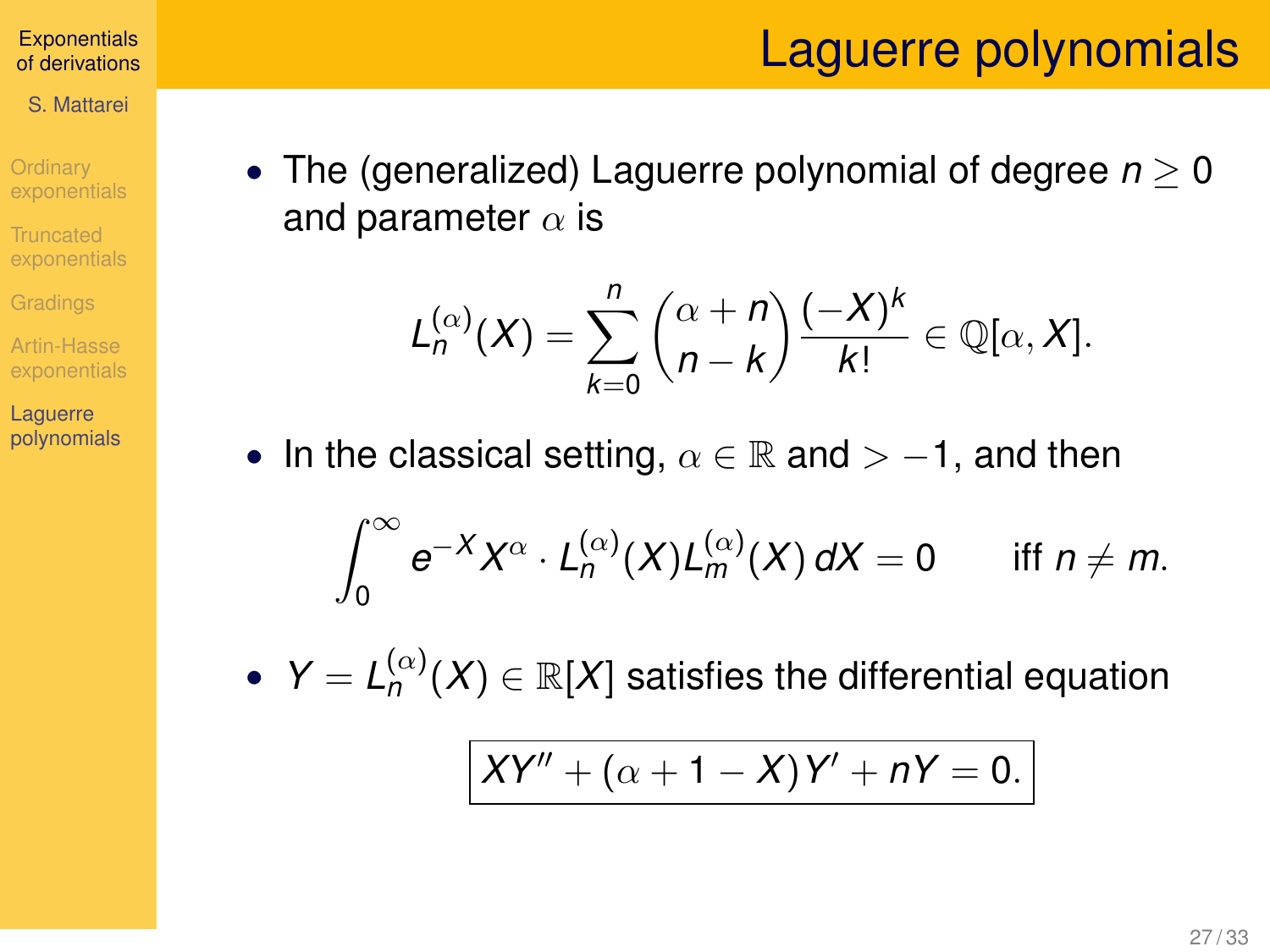# Laguerre polynomials

- The (generalized) Laguerre polynomial of degree $n \geq 0$ and parameter $\alpha$ is

$$L_n^{(\alpha)}(X) = \sum_{k=0}^{n} \binom{\alpha+n}{n-k} \frac{(-X)^k}{k!} \in \mathbb{Q}[\alpha, X].$$

- In the classical setting, $\alpha \in \mathbb{R}$ and $> -1$, and then

$$\int_0^\infty e^{-X} X^\alpha \cdot L_n^{(\alpha)}(X) L_m^{(\alpha)}(X)\, dX = 0 \qquad \text{iff } n \neq m.$$

- $Y = L_n^{(\alpha)}(X) \in \mathbb{R}[X]$ satisfies the differential equation

$$\boxed{XY'' + (\alpha + 1 - X)Y' + nY = 0.}$$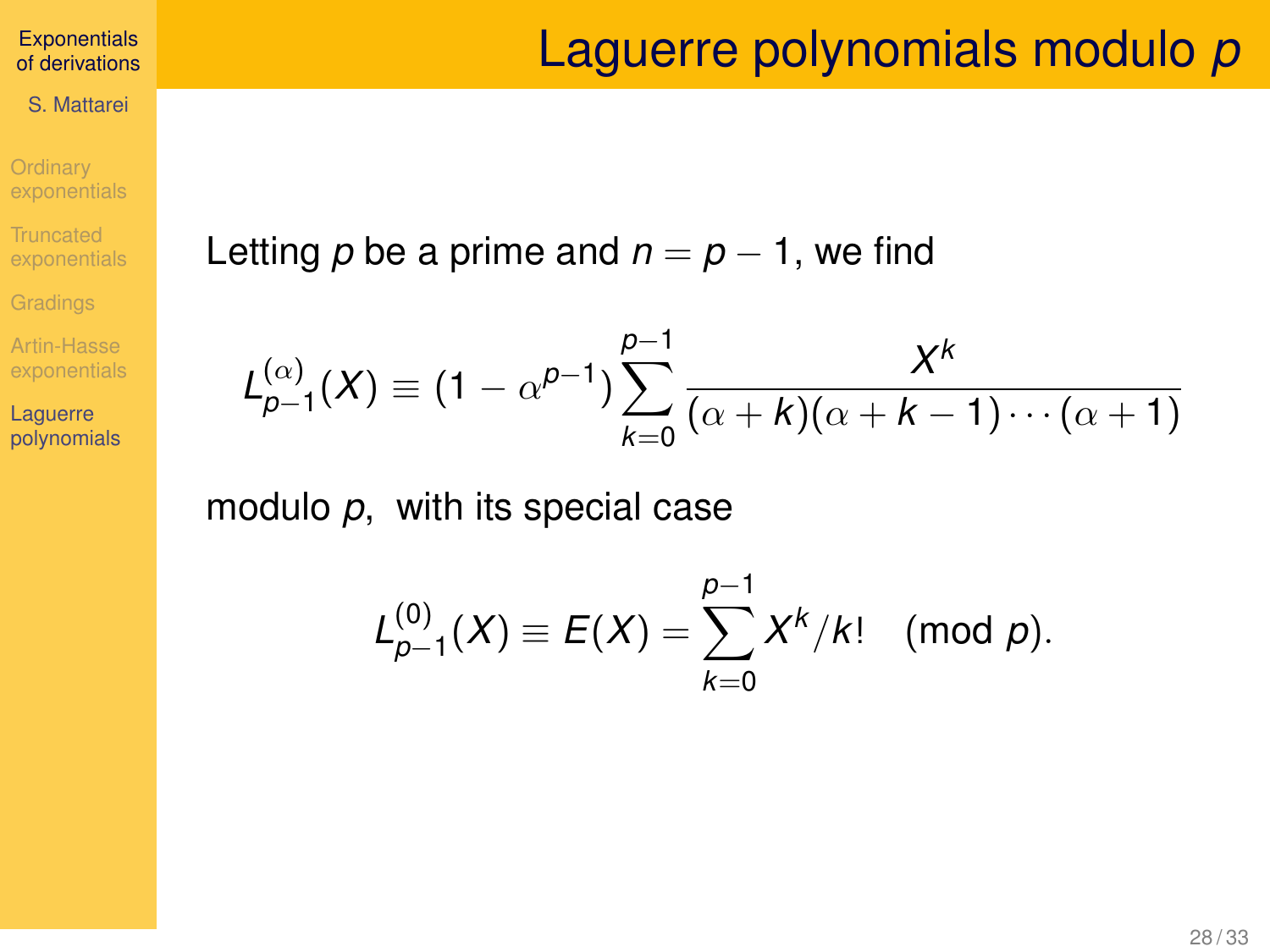# Laguerre polynomials modulo $p$

Letting $p$ be a prime and $n = p - 1$, we find

$$L_{p-1}^{(\alpha)}(X) \equiv (1 - \alpha^{p-1}) \sum_{k=0}^{p-1} \frac{X^k}{(\alpha + k)(\alpha + k - 1) \cdots (\alpha + 1)}$$

modulo $p$, with its special case

$$L_{p-1}^{(0)}(X) \equiv E(X) = \sum_{k=0}^{p-1} X^k / k! \pmod{p}.$$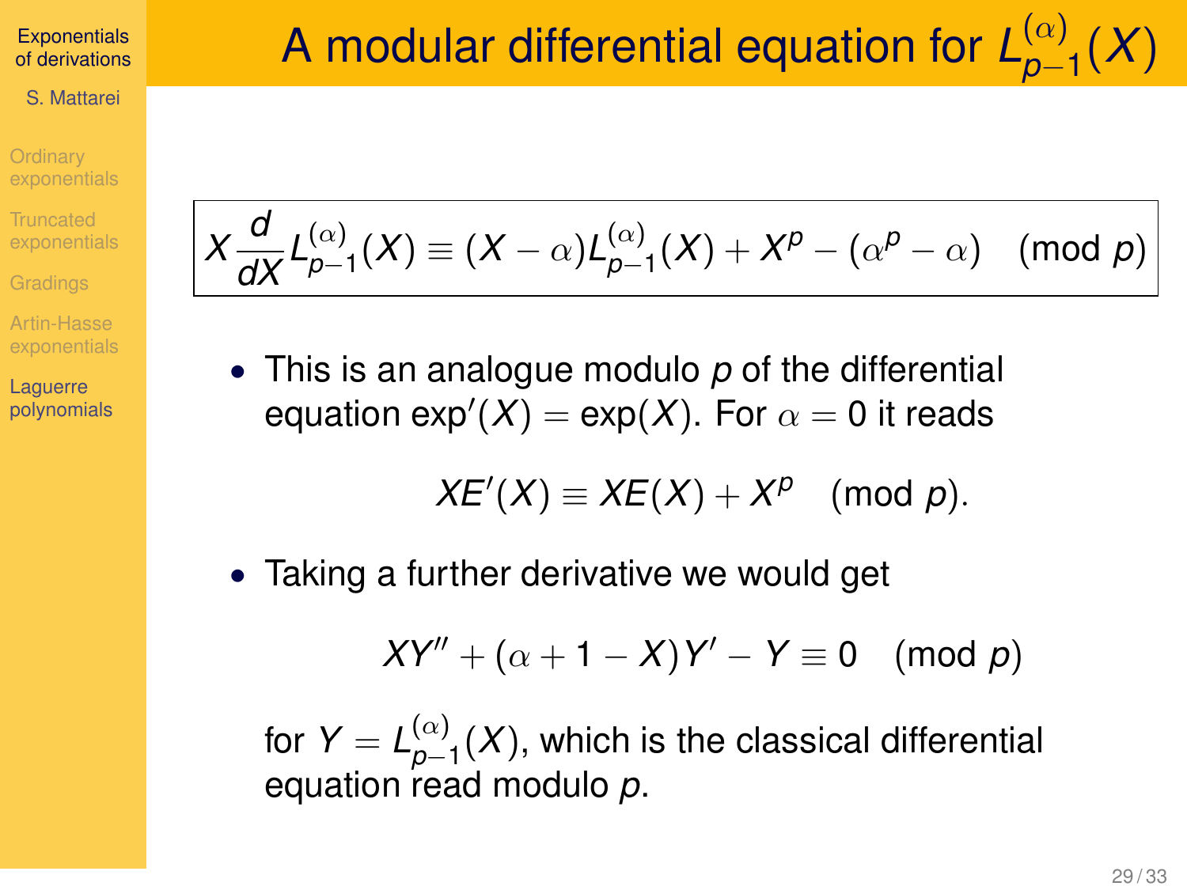# A modular differential equation for $L_{p-1}^{(\alpha)}(X)$

$$X\frac{d}{dX}L_{p-1}^{(\alpha)}(X) \equiv (X-\alpha)L_{p-1}^{(\alpha)}(X) + X^p - (\alpha^p - \alpha) \pmod{p}$$

- This is an analogue modulo $p$ of the differential equation $\exp'(X) = \exp(X)$. For $\alpha = 0$ it reads

$$XE'(X) \equiv XE(X) + X^p \pmod{p}.$$

- Taking a further derivative we would get

$$XY'' + (\alpha + 1 - X)Y' - Y \equiv 0 \pmod{p}$$

for $Y = L_{p-1}^{(\alpha)}(X)$, which is the classical differential equation read modulo $p$.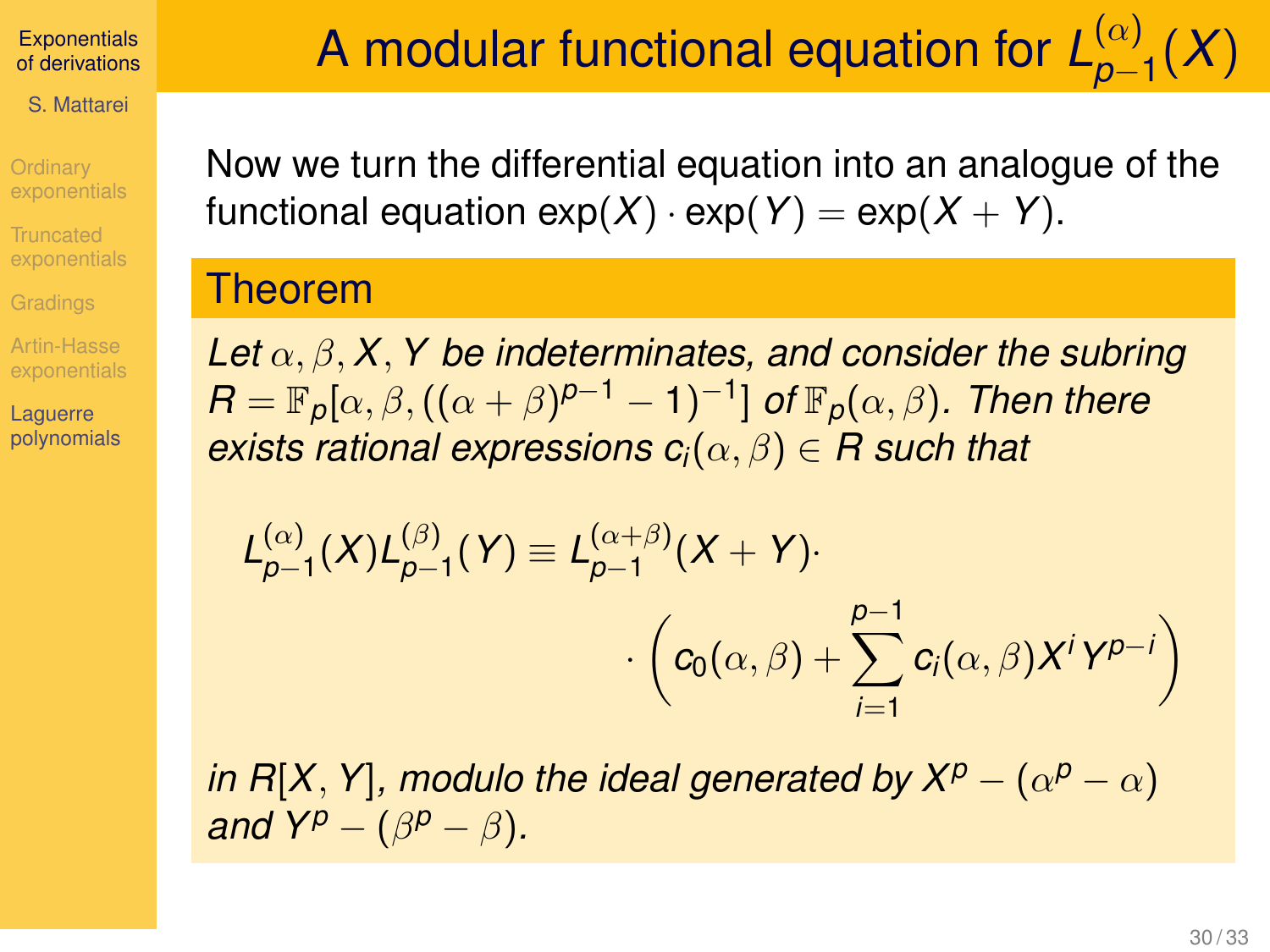# A modular functional equation for $L_{p-1}^{(\alpha)}(X)$

Now we turn the differential equation into an analogue of the functional equation $\exp(X) \cdot \exp(Y) = \exp(X + Y)$.

## Theorem

*Let $\alpha, \beta, X, Y$ be indeterminates, and consider the subring $R = \mathbb{F}_p[\alpha, \beta, ((\alpha+\beta)^{p-1} - 1)^{-1}]$ of $\mathbb{F}_p(\alpha, \beta)$. Then there exists rational expressions $c_i(\alpha, \beta) \in R$ such that*

$$L_{p-1}^{(\alpha)}(X) L_{p-1}^{(\beta)}(Y) \equiv L_{p-1}^{(\alpha+\beta)}(X+Y) \cdot \left( c_0(\alpha, \beta) + \sum_{i=1}^{p-1} c_i(\alpha, \beta) X^i Y^{p-i} \right)$$

*in $R[X, Y]$, modulo the ideal generated by $X^p - (\alpha^p - \alpha)$ and $Y^p - (\beta^p - \beta)$.*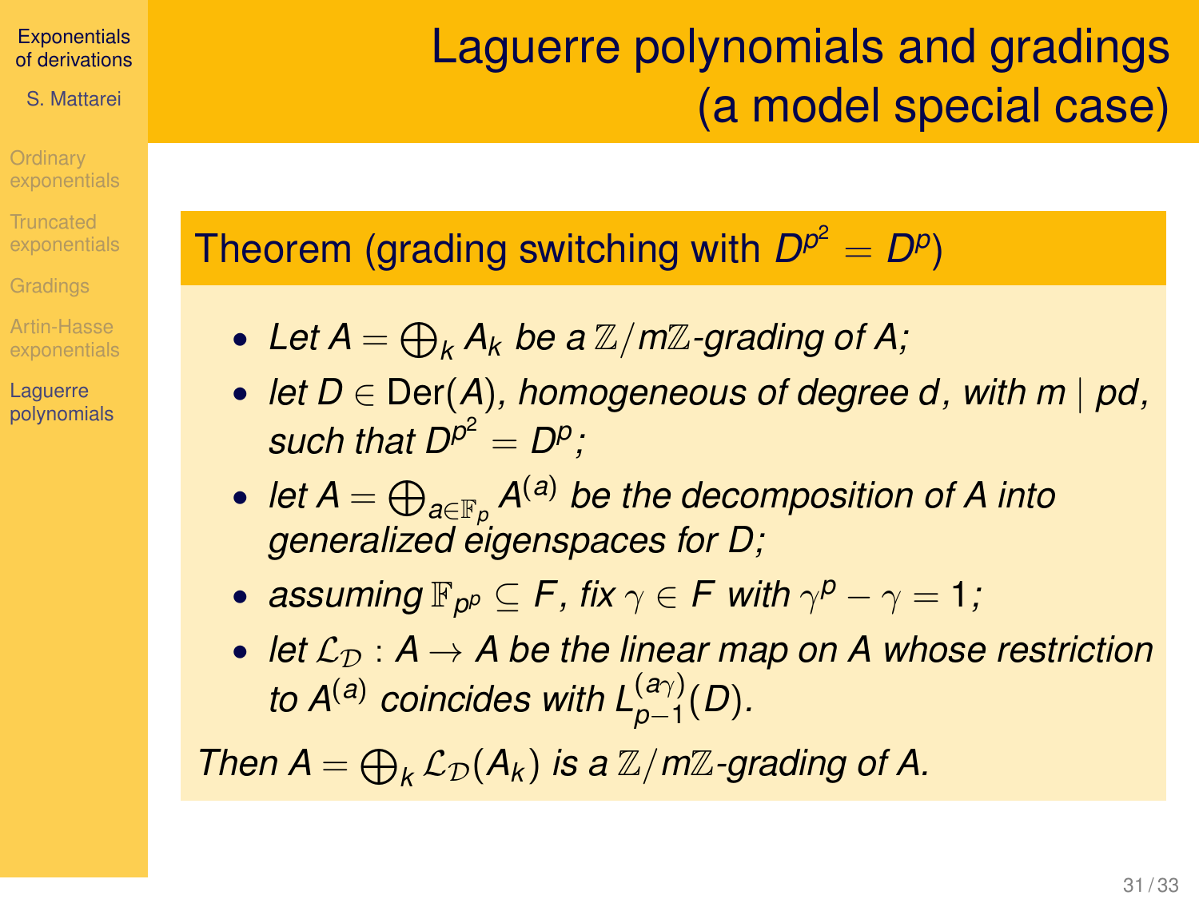# Laguerre polynomials and gradings (a model special case)

**Theorem (grading switching with $D^{p^2} = D^p$)**

- *Let $A = \bigoplus_k A_k$ be a $\mathbb{Z}/m\mathbb{Z}$-grading of $A$;*
- *let $D \in \mathrm{Der}(A)$, homogeneous of degree $d$, with $m \mid pd$, such that $D^{p^2} = D^p$;*
- *let $A = \bigoplus_{a \in \mathbb{F}_p} A^{(a)}$ be the decomposition of $A$ into generalized eigenspaces for $D$;*
- *assuming $\mathbb{F}_{p^p} \subseteq F$, fix $\gamma \in F$ with $\gamma^p - \gamma = 1$;*
- *let $\mathcal{L}_{\mathcal{D}} : A \to A$ be the linear map on $A$ whose restriction to $A^{(a)}$ coincides with $L_{p-1}^{(a\gamma)}(D)$.*

*Then $A = \bigoplus_k \mathcal{L}_{\mathcal{D}}(A_k)$ is a $\mathbb{Z}/m\mathbb{Z}$-grading of $A$.*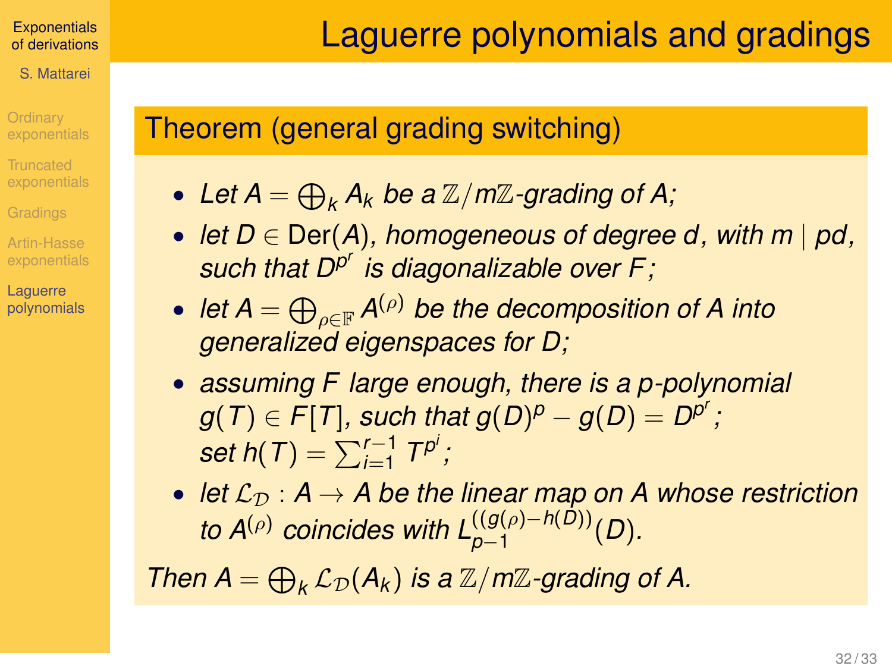# Laguerre polynomials and gradings

## Theorem (general grading switching)

- *Let $A = \bigoplus_k A_k$ be a $\mathbb{Z}/m\mathbb{Z}$-grading of $A$;*
- *let $D \in \mathrm{Der}(A)$, homogeneous of degree $d$, with $m \mid pd$, such that $D^{p^r}$ is diagonalizable over $F$;*
- *let $A = \bigoplus_{\rho \in \mathbb{F}} A^{(\rho)}$ be the decomposition of $A$ into generalized eigenspaces for $D$;*
- *assuming $F$ large enough, there is a $p$-polynomial $g(T) \in F[T]$, such that $g(D)^p - g(D) = D^{p^r}$; set $h(T) = \sum_{i=1}^{r-1} T^{p^i}$;*
- *let $\mathcal{L}_{\mathcal{D}} : A \to A$ be the linear map on $A$ whose restriction to $A^{(\rho)}$ coincides with $L_{p-1}^{((g(\rho)-h(D))}(D)$.*

*Then $A = \bigoplus_k \mathcal{L}_{\mathcal{D}}(A_k)$ is a $\mathbb{Z}/m\mathbb{Z}$-grading of $A$.*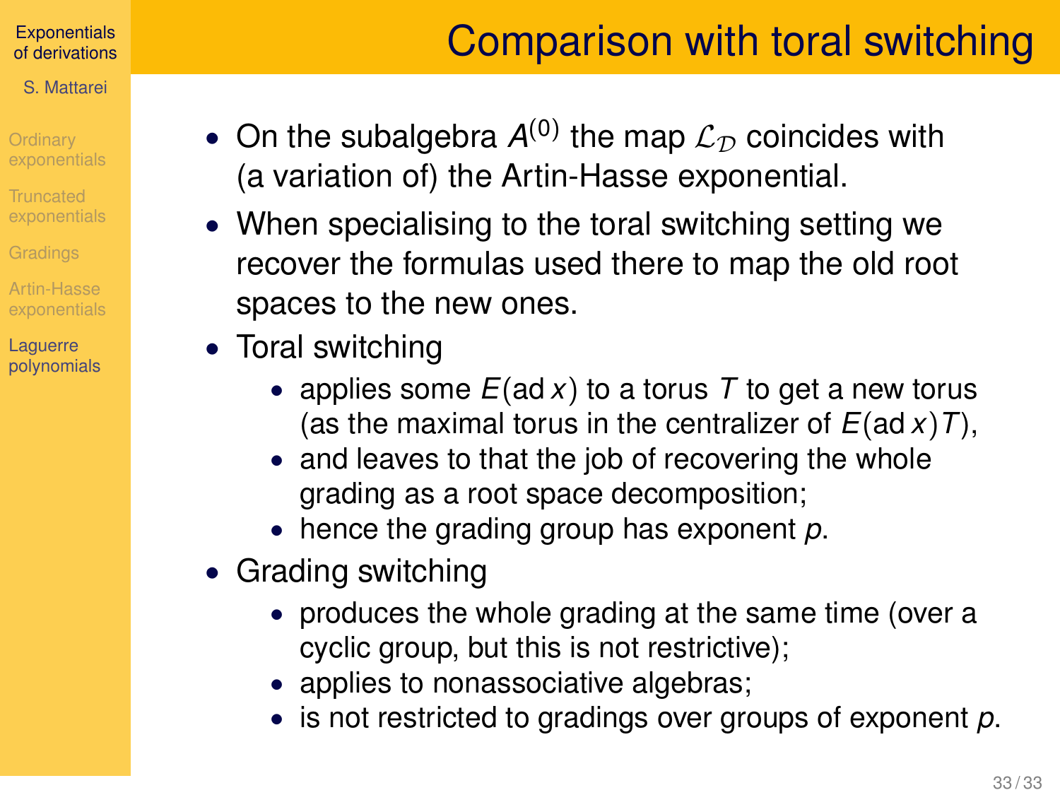# Comparison with toral switching

- On the subalgebra $A^{(0)}$ the map $\mathcal{L}_{\mathcal{D}}$ coincides with (a variation of) the Artin-Hasse exponential.
- When specialising to the toral switching setting we recover the formulas used there to map the old root spaces to the new ones.
- Toral switching
  - applies some $E(\operatorname{ad} x)$ to a torus $T$ to get a new torus (as the maximal torus in the centralizer of $E(\operatorname{ad} x)T$),
  - and leaves to that the job of recovering the whole grading as a root space decomposition;
  - hence the grading group has exponent $p$.
- Grading switching
  - produces the whole grading at the same time (over a cyclic group, but this is not restrictive);
  - applies to nonassociative algebras;
  - is not restricted to gradings over groups of exponent $p$.